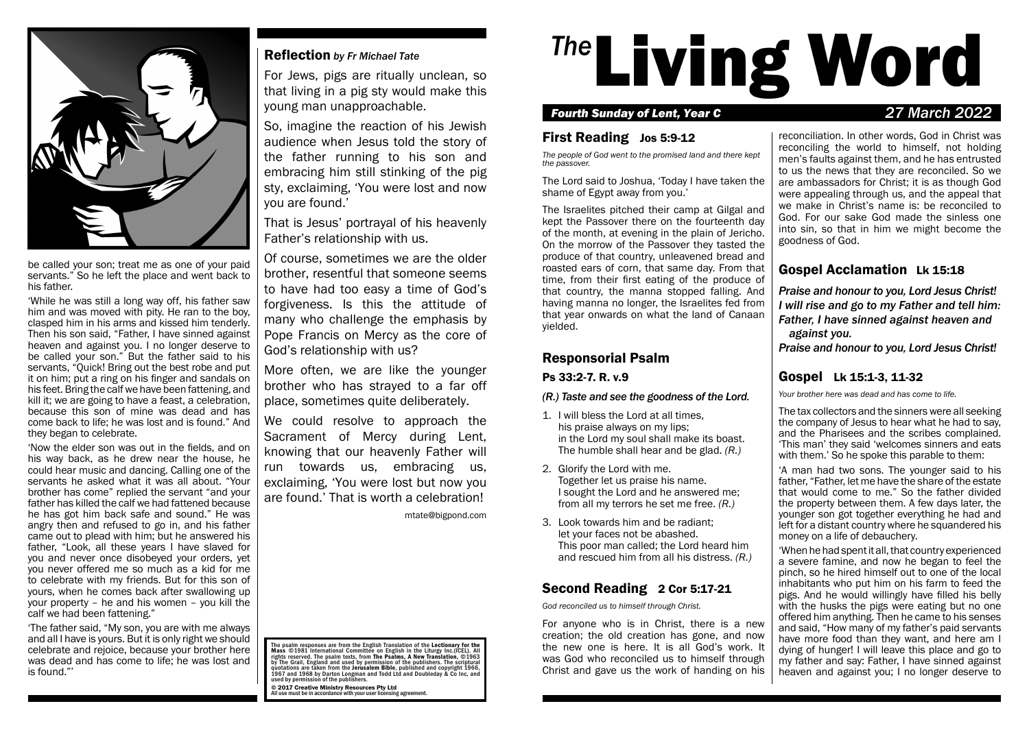# *The* Living Word

***Fourth Sunday of Lent, Year C*** *27 March 2022*

## First Reading Jos 5:9-12

*The people of God went to the promised land and there kept the passover.*

The Lord said to Joshua, 'Today I have taken the shame of Egypt away from you.'

The Israelites pitched their camp at Gilgal and kept the Passover there on the fourteenth day of the month, at evening in the plain of Jericho. On the morrow of the Passover they tasted the produce of that country, unleavened bread and roasted ears of corn, that same day. From that time, from their first eating of the produce of that country, the manna stopped falling. And having manna no longer, the Israelites fed from that year onwards on what the land of Canaan yielded.

## Responsorial Psalm

### Ps 33:2-7. R. v.9

***(R.) Taste and see the goodness of the Lord.***

1. I will bless the Lord at all times,
   his praise always on my lips;
   in the Lord my soul shall make its boast.
   The humble shall hear and be glad. *(R.)*
2. Glorify the Lord with me.
   Together let us praise his name.
   I sought the Lord and he answered me;
   from all my terrors he set me free. *(R.)*
3. Look towards him and be radiant;
   let your faces not be abashed.
   This poor man called; the Lord heard him
   and rescued him from all his distress. *(R.)*

## Second Reading 2 Cor 5:17-21

*God reconciled us to himself through Christ.*

For anyone who is in Christ, there is a new creation; the old creation has gone, and now the new one is here. It is all God's work. It was God who reconciled us to himself through Christ and gave us the work of handing on his reconciliation. In other words, God in Christ was reconciling the world to himself, not holding men's faults against them, and he has entrusted to us the news that they are reconciled. So we are ambassadors for Christ; it is as though God were appealing through us, and the appeal that we make in Christ's name is: be reconciled to God. For our sake God made the sinless one into sin, so that in him we might become the goodness of God.

## Gospel Acclamation Lk 15:18

***Praise and honour to you, Lord Jesus Christ!***
***I will rise and go to my Father and tell him:***
***Father, I have sinned against heaven and against you.***
***Praise and honour to you, Lord Jesus Christ!***

## Gospel Lk 15:1-3, 11-32

*Your brother here was dead and has come to life.*

The tax collectors and the sinners were all seeking the company of Jesus to hear what he had to say, and the Pharisees and the scribes complained. 'This man' they said 'welcomes sinners and eats with them.' So he spoke this parable to them:

'A man had two sons. The younger said to his father, "Father, let me have the share of the estate that would come to me." So the father divided the property between them. A few days later, the younger son got together everything he had and left for a distant country where he squandered his money on a life of debauchery.

'When he had spent it all, that country experienced a severe famine, and now he began to feel the pinch, so he hired himself out to one of the local inhabitants who put him on his farm to feed the pigs. And he would willingly have filled his belly with the husks the pigs were eating but no one offered him anything. Then he came to his senses and said, "How many of my father's paid servants have more food than they want, and here am I dying of hunger! I will leave this place and go to my father and say: Father, I have sinned against heaven and against you; I no longer deserve to be called your son; treat me as one of your paid servants." So he left the place and went back to his father.

'While he was still a long way off, his father saw him and was moved with pity. He ran to the boy, clasped him in his arms and kissed him tenderly. Then his son said, "Father, I have sinned against heaven and against you. I no longer deserve to be called your son." But the father said to his servants, "Quick! Bring out the best robe and put it on him; put a ring on his finger and sandals on his feet. Bring the calf we have been fattening, and kill it; we are going to have a feast, a celebration, because this son of mine was dead and has come back to life; he was lost and is found." And they began to celebrate.

'Now the elder son was out in the fields, and on his way back, as he drew near the house, he could hear music and dancing. Calling one of the servants he asked what it was all about. "Your brother has come" replied the servant "and your father has killed the calf we had fattened because he has got him back safe and sound." He was angry then and refused to go in, and his father came out to plead with him; but he answered his father, "Look, all these years I have slaved for you and never once disobeyed your orders, yet you never offered me so much as a kid for me to celebrate with my friends. But for this son of yours, when he comes back after swallowing up your property – he and his women – you kill the calf we had been fattening."

'The father said, "My son, you are with me always and all I have is yours. But it is only right we should celebrate and rejoice, because your brother here was dead and has come to life; he was lost and is found."'

## Reflection *by Fr Michael Tate*

For Jews, pigs are ritually unclean, so that living in a pig sty would make this young man unapproachable.

So, imagine the reaction of his Jewish audience when Jesus told the story of the father running to his son and embracing him still stinking of the pig sty, exclaiming, 'You were lost and now you are found.'

That is Jesus' portrayal of his heavenly Father's relationship with us.

Of course, sometimes we are the older brother, resentful that someone seems to have had too easy a time of God's forgiveness. Is this the attitude of many who challenge the emphasis by Pope Francis on Mercy as the core of God's relationship with us?

More often, we are like the younger brother who has strayed to a far off place, sometimes quite deliberately.

We could resolve to approach the Sacrament of Mercy during Lent, knowing that our heavenly Father will run towards us, embracing us, exclaiming, 'You were lost but now you are found.' That is worth a celebration!

mtate@bigpond.com

The psalm responses are from the English Translation of the **Lectionary for the Mass** ©1981 International Committee on English in the Liturgy Inc.(ICEL). All rights reserved. The psalm texts, from **The Psalms, A New Translation**, ©1963 by The Grail, England and used by permission of the publishers. The scriptural quotations are taken from the **Jerusalem Bible**, published and copyright 1966, 1967 and 1968 by Darton Longman and Todd Ltd and Doubleday & Co Inc, and used by permission of the publishers.

**© 2017 Creative Ministry Resources Pty Ltd**
All use must be in accordance with your user licensing agreement.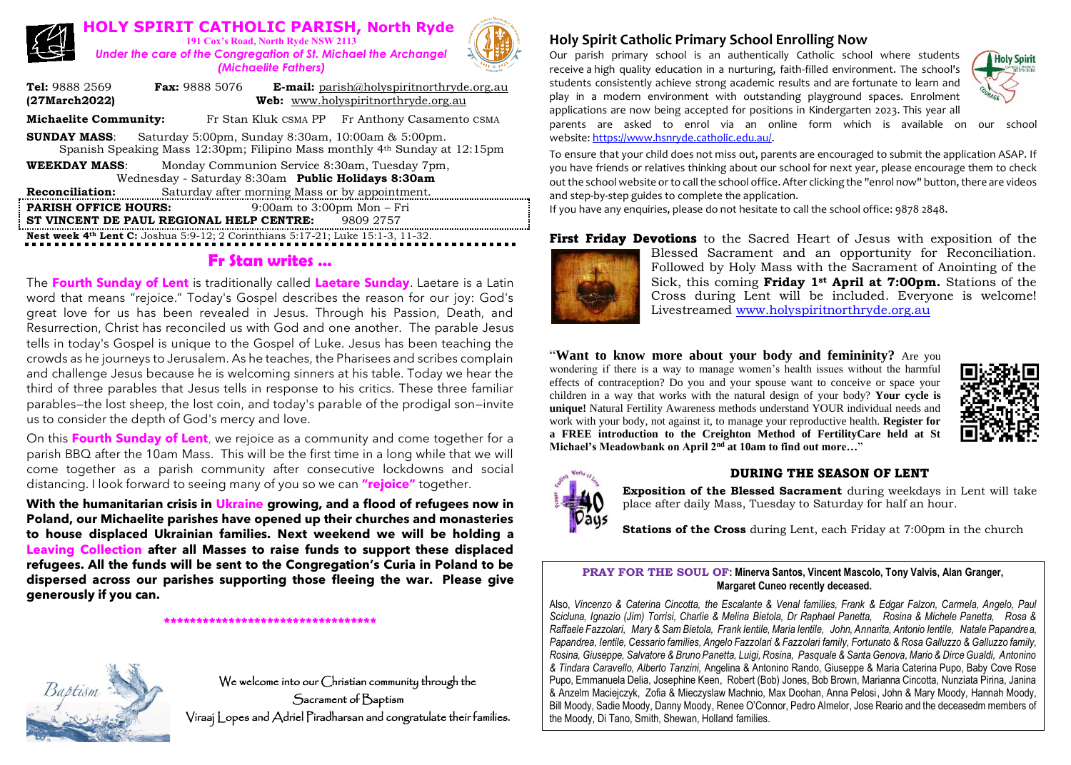# HOLY SPIRIT CATHOLIC PARISH, North Ryde

**191 Cox's Road, North Ryde NSW 2113**

*Under the care of the Congregation of St. Michael the Archangel (Michaelite Fathers)*

**Tel:** 9888 2569 **Fax:** 9888 5076 **E-mail:** parish@holyspiritnorthryde.org.au

**(27March2022)** **Web:** www.holyspiritnorthryde.org.au

**Michaelite Community:** Fr Stan Kluk CSMA PP Fr Anthony Casamento CSMA

**SUNDAY MASS**: Saturday 5:00pm, Sunday 8:30am, 10:00am & 5:00pm. Spanish Speaking Mass 12:30pm; Filipino Mass monthly 4th Sunday at 12:15pm

**WEEKDAY MASS**: Monday Communion Service 8:30am, Tuesday 7pm, Wednesday - Saturday 8:30am **Public Holidays 8:30am**

**Reconciliation:** Saturday after morning Mass or by appointment.

**PARISH OFFICE HOURS:** 9:00am to 3:00pm Mon – Fri

**ST VINCENT DE PAUL REGIONAL HELP CENTRE:** 9809 2757

**Nest week 4th Lent C:** Joshua 5:9-12; 2 Corinthians 5:17-21; Luke 15:1-3, 11-32.

## Fr Stan writes …

The **Fourth Sunday of Lent** is traditionally called **Laetare Sunday**. Laetare is a Latin word that means "rejoice." Today's Gospel describes the reason for our joy: God's great love for us has been revealed in Jesus. Through his Passion, Death, and Resurrection, Christ has reconciled us with God and one another. The parable Jesus tells in today's Gospel is unique to the Gospel of Luke. Jesus has been teaching the crowds as he journeys to Jerusalem. As he teaches, the Pharisees and scribes complain and challenge Jesus because he is welcoming sinners at his table. Today we hear the third of three parables that Jesus tells in response to his critics. These three familiar parables—the lost sheep, the lost coin, and today's parable of the prodigal son—invite us to consider the depth of God's mercy and love.

On this **Fourth Sunday of Lent**, we rejoice as a community and come together for a parish BBQ after the 10am Mass. This will be the first time in a long while that we will come together as a parish community after consecutive lockdowns and social distancing. I look forward to seeing many of you so we can **"rejoice"** together.

**With the humanitarian crisis in Ukraine growing, and a flood of refugees now in Poland, our Michaelite parishes have opened up their churches and monasteries to house displaced Ukrainian families. Next weekend we will be holding a Leaving Collection after all Masses to raise funds to support these displaced refugees. All the funds will be sent to the Congregation's Curia in Poland to be dispersed across our parishes supporting those fleeing the war. Please give generously if you can.**

**********************************

We welcome into our Christian community through the Sacrament of Baptism Viraaj Lopes and Adriel Piradharsan and congratulate their families.

## Holy Spirit Catholic Primary School Enrolling Now

Our parish primary school is an authentically Catholic school where students receive a high quality education in a nurturing, faith-filled environment. The school's students consistently achieve strong academic results and are fortunate to learn and play in a modern environment with outstanding playground spaces. Enrolment applications are now being accepted for positions in Kindergarten 2023. This year all parents are asked to enrol via an online form which is available on our school website: https://www.hsnryde.catholic.edu.au/.

To ensure that your child does not miss out, parents are encouraged to submit the application ASAP. If you have friends or relatives thinking about our school for next year, please encourage them to check out the school website or to call the school office. After clicking the "enrol now" button, there are videos and step-by-step guides to complete the application.

If you have any enquiries, please do not hesitate to call the school office: 9878 2848.

**First Friday Devotions** to the Sacred Heart of Jesus with exposition of the Blessed Sacrament and an opportunity for Reconciliation. Followed by Holy Mass with the Sacrament of Anointing of the Sick, this coming **Friday 1st April at 7:00pm.** Stations of the Cross during Lent will be included. Everyone is welcome! Livestreamed www.holyspiritnorthryde.org.au

"**Want to know more about your body and femininity?** Are you wondering if there is a way to manage women's health issues without the harmful effects of contraception? Do you and your spouse want to conceive or space your children in a way that works with the natural design of your body? **Your cycle is unique!** Natural Fertility Awareness methods understand YOUR individual needs and work with your body, not against it, to manage your reproductive health. **Register for a FREE introduction to the Creighton Method of FertilityCare held at St Michael's Meadowbank on April 2nd at 10am to find out more…**"

### DURING THE SEASON OF LENT

**Exposition of the Blessed Sacrament** during weekdays in Lent will take place after daily Mass, Tuesday to Saturday for half an hour.

**Stations of the Cross** during Lent, each Friday at 7:00pm in the church

**PRAY FOR THE SOUL OF: Minerva Santos, Vincent Mascolo, Tony Valvis, Alan Granger, Margaret Cuneo recently deceased.**

Also, *Vincenzo & Caterina Cincotta, the Escalante & Venal families, Frank & Edgar Falzon, Carmela, Angelo, Paul Scicluna, Ignazio (Jim) Torrisi, Charlie & Melina Bietola, Dr Raphael Panetta, Rosina & Michele Panetta, Rosa & Raffaele Fazzolari, Mary & Sam Bietola, Frank Ientile, Maria Ientile, John, Annarita, Antonio Ientile, Natale Papandrea, Papandrea, Ientile, Cessario families, Angelo Fazzolari & Fazzolari family, Fortunato & Rosa Galluzzo & Galluzzo family, Rosina, Giuseppe, Salvatore & Bruno Panetta, Luigi, Rosina, Pasquale & Santa Genova, Mario & Dirce Gualdi, Antonino & Tindara Caravello, Alberto Tanzini,* Angelina & Antonino Rando, Giuseppe & Maria Caterina Pupo, Baby Cove Rose Pupo, Emmanuela Delia, Josephine Keen, Robert (Bob) Jones, Bob Brown, Marianna Cincotta, Nunziata Pirina, Janina & Anzelm Maciejczyk, Zofia & Mieczyslaw Machnio, Max Doohan, Anna Pelosi, John & Mary Moody, Hannah Moody, Bill Moody, Sadie Moody, Danny Moody, Renee O'Connor, Pedro Almelor, Jose Reario and the deceasedm members of the Moody, Di Tano, Smith, Shewan, Holland families.